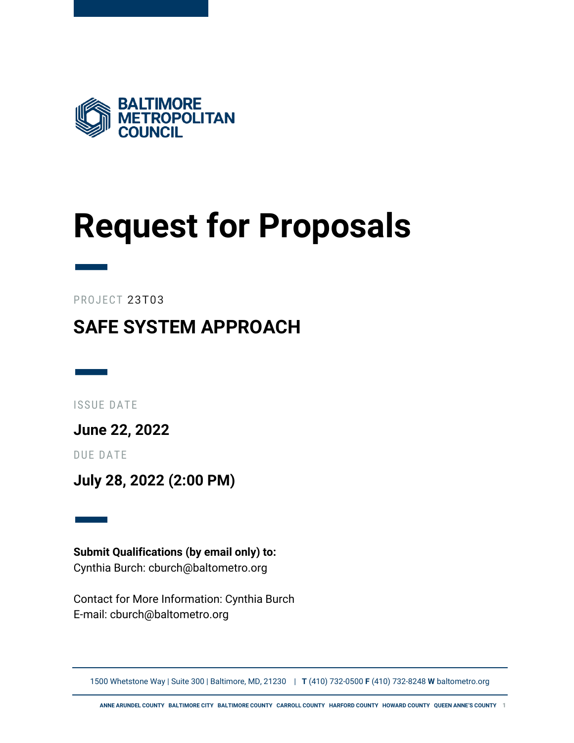BALTIMORE METROPOLITAN COUNCIL

# Request for Proposals

PROJECT 23T03

## SAFE SYSTEM APPROACH

ISSUE DATE

**June 22, 2022**

DUE DATE

**July 28, 2022 (2:00 PM)**

**Submit Qualifications (by email only) to:**
Cynthia Burch: cburch@baltometro.org

Contact for More Information: Cynthia Burch
E-mail: cburch@baltometro.org

1500 Whetstone Way | Suite 300 | Baltimore, MD, 21230 | **T** (410) 732-0500 **F** (410) 732-8248 **W** baltometro.org

ANNE ARUNDEL COUNTY BALTIMORE CITY BALTIMORE COUNTY CARROLL COUNTY HARFORD COUNTY HOWARD COUNTY QUEEN ANNE'S COUNTY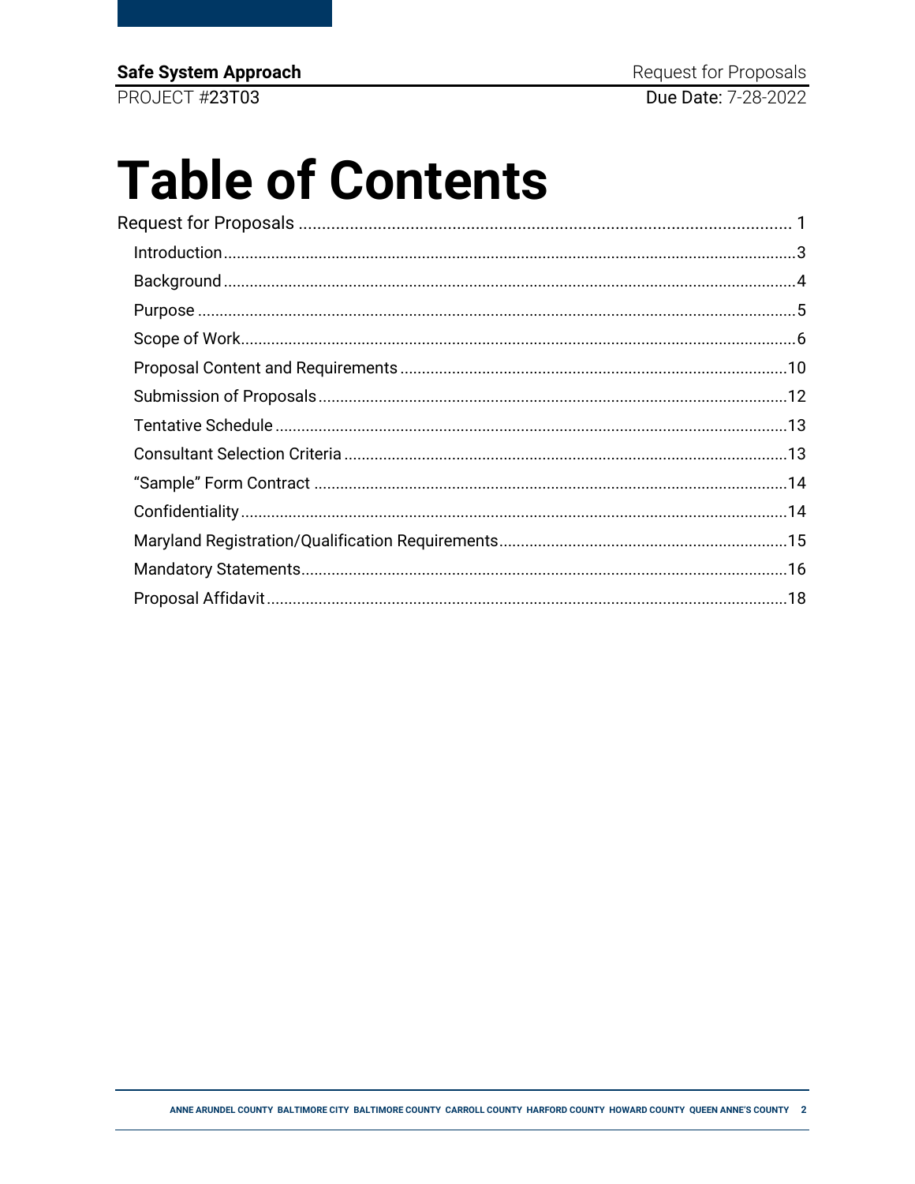# Table of Contents

Request for Proposals ........................................................................................................... 1

- Introduction ........................................................................................................................ 3
- Background ........................................................................................................................ 4
- Purpose ............................................................................................................................... 5
- Scope of Work ..................................................................................................................... 6
- Proposal Content and Requirements ................................................................................. 10
- Submission of Proposals ................................................................................................... 12
- Tentative Schedule ............................................................................................................. 13
- Consultant Selection Criteria ............................................................................................. 13
- "Sample" Form Contract .................................................................................................... 14
- Confidentiality ................................................................................................................... 14
- Maryland Registration/Qualification Requirements .......................................................... 15
- Mandatory Statements ....................................................................................................... 16
- Proposal Affidavit .............................................................................................................. 18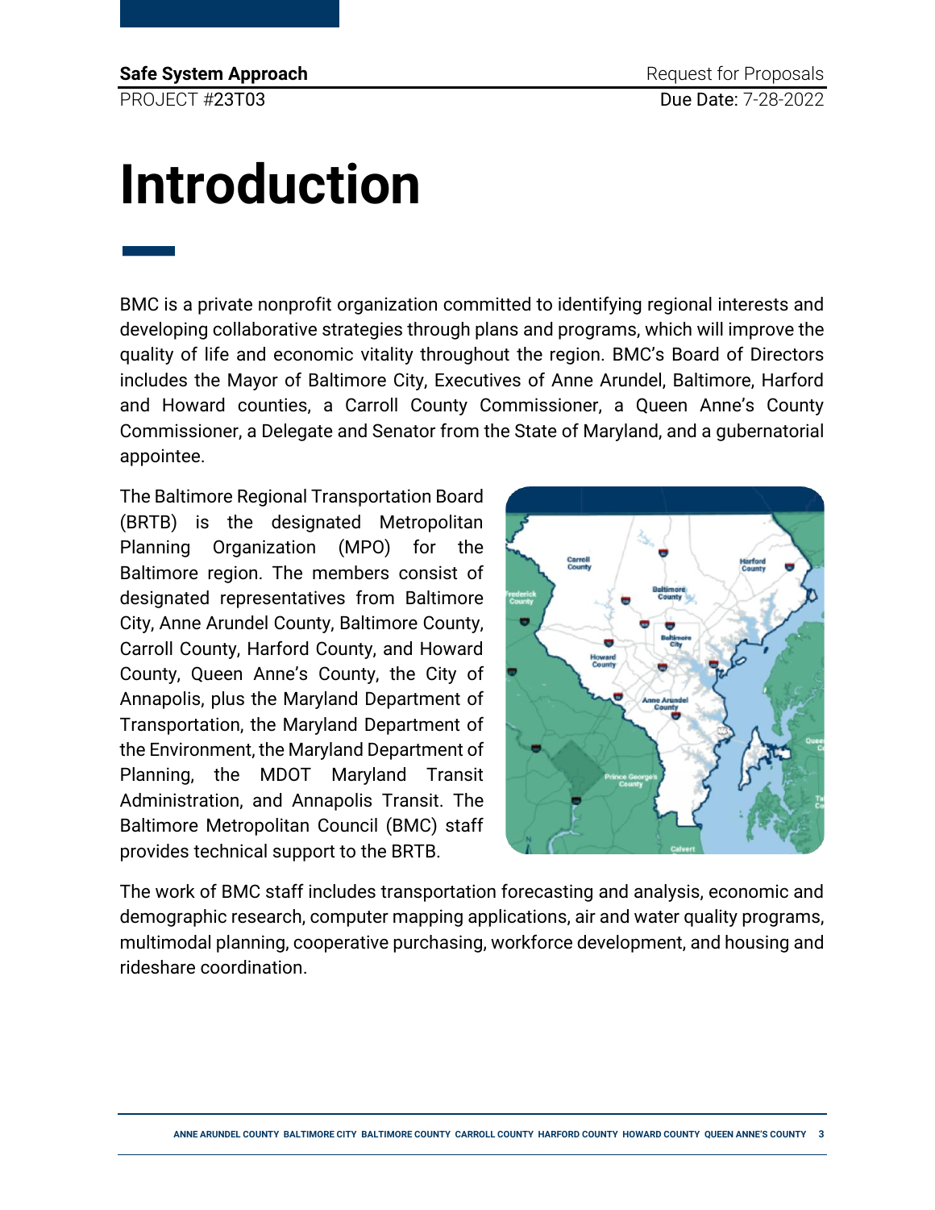# Introduction

BMC is a private nonprofit organization committed to identifying regional interests and developing collaborative strategies through plans and programs, which will improve the quality of life and economic vitality throughout the region. BMC's Board of Directors includes the Mayor of Baltimore City, Executives of Anne Arundel, Baltimore, Harford and Howard counties, a Carroll County Commissioner, a Queen Anne's County Commissioner, a Delegate and Senator from the State of Maryland, and a gubernatorial appointee.

The Baltimore Regional Transportation Board (BRTB) is the designated Metropolitan Planning Organization (MPO) for the Baltimore region. The members consist of designated representatives from Baltimore City, Anne Arundel County, Baltimore County, Carroll County, Harford County, and Howard County, Queen Anne's County, the City of Annapolis, plus the Maryland Department of Transportation, the Maryland Department of the Environment, the Maryland Department of Planning, the MDOT Maryland Transit Administration, and Annapolis Transit. The Baltimore Metropolitan Council (BMC) staff provides technical support to the BRTB.

The work of BMC staff includes transportation forecasting and analysis, economic and demographic research, computer mapping applications, air and water quality programs, multimodal planning, cooperative purchasing, workforce development, and housing and rideshare coordination.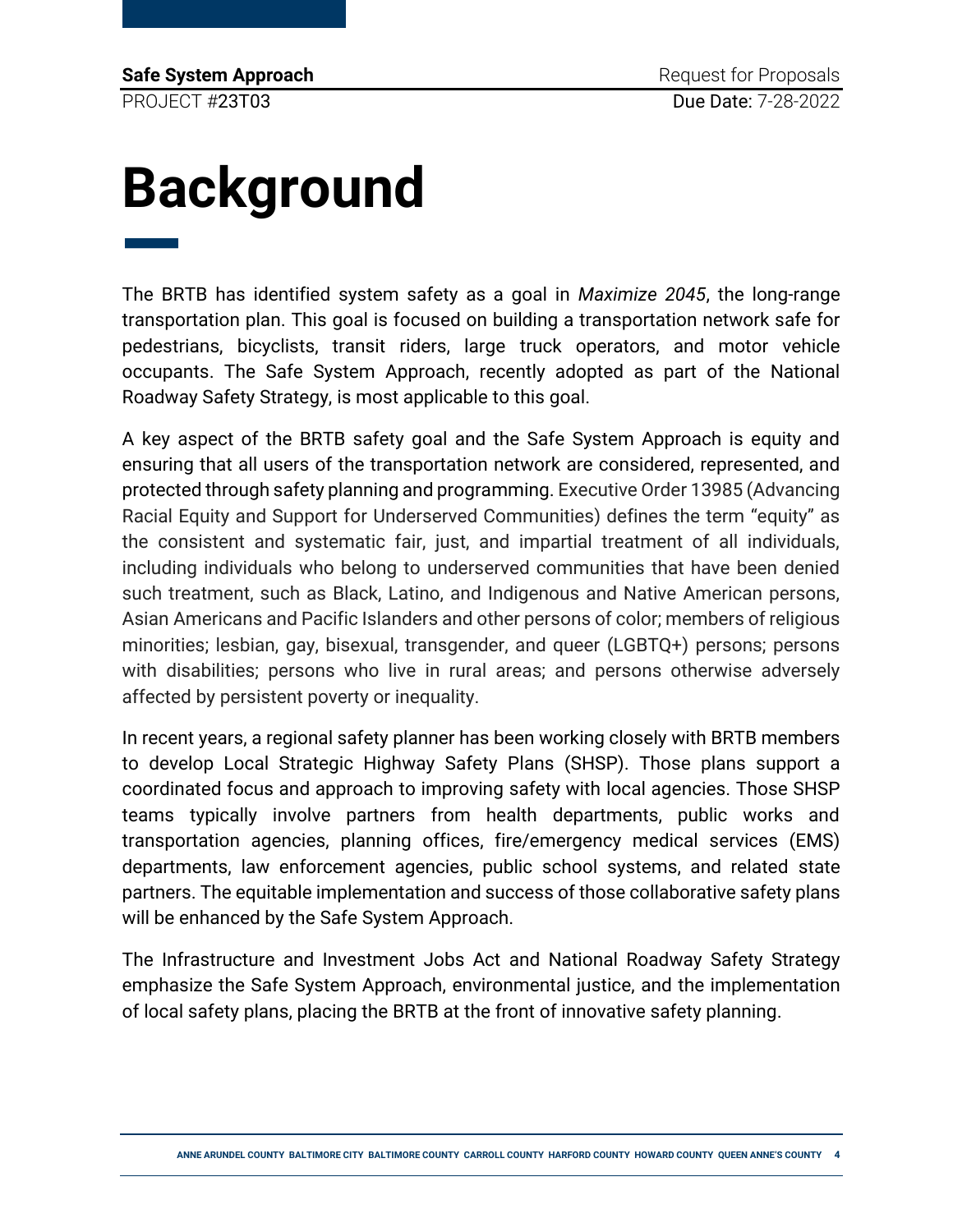# Background

The BRTB has identified system safety as a goal in *Maximize 2045*, the long-range transportation plan. This goal is focused on building a transportation network safe for pedestrians, bicyclists, transit riders, large truck operators, and motor vehicle occupants. The Safe System Approach, recently adopted as part of the National Roadway Safety Strategy, is most applicable to this goal.

A key aspect of the BRTB safety goal and the Safe System Approach is equity and ensuring that all users of the transportation network are considered, represented, and protected through safety planning and programming. Executive Order 13985 (Advancing Racial Equity and Support for Underserved Communities) defines the term "equity" as the consistent and systematic fair, just, and impartial treatment of all individuals, including individuals who belong to underserved communities that have been denied such treatment, such as Black, Latino, and Indigenous and Native American persons, Asian Americans and Pacific Islanders and other persons of color; members of religious minorities; lesbian, gay, bisexual, transgender, and queer (LGBTQ+) persons; persons with disabilities; persons who live in rural areas; and persons otherwise adversely affected by persistent poverty or inequality.

In recent years, a regional safety planner has been working closely with BRTB members to develop Local Strategic Highway Safety Plans (SHSP). Those plans support a coordinated focus and approach to improving safety with local agencies. Those SHSP teams typically involve partners from health departments, public works and transportation agencies, planning offices, fire/emergency medical services (EMS) departments, law enforcement agencies, public school systems, and related state partners. The equitable implementation and success of those collaborative safety plans will be enhanced by the Safe System Approach.

The Infrastructure and Investment Jobs Act and National Roadway Safety Strategy emphasize the Safe System Approach, environmental justice, and the implementation of local safety plans, placing the BRTB at the front of innovative safety planning.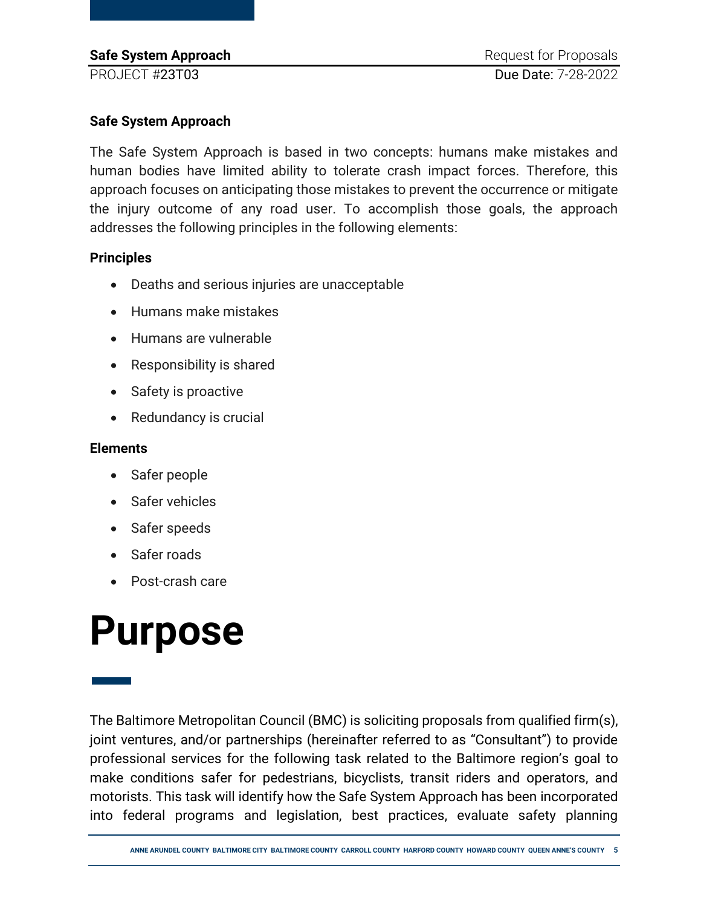**Safe System Approach**

The Safe System Approach is based in two concepts: humans make mistakes and human bodies have limited ability to tolerate crash impact forces. Therefore, this approach focuses on anticipating those mistakes to prevent the occurrence or mitigate the injury outcome of any road user. To accomplish those goals, the approach addresses the following principles in the following elements:

**Principles**

- Deaths and serious injuries are unacceptable
- Humans make mistakes
- Humans are vulnerable
- Responsibility is shared
- Safety is proactive
- Redundancy is crucial

**Elements**

- Safer people
- Safer vehicles
- Safer speeds
- Safer roads
- Post-crash care

# Purpose

The Baltimore Metropolitan Council (BMC) is soliciting proposals from qualified firm(s), joint ventures, and/or partnerships (hereinafter referred to as "Consultant") to provide professional services for the following task related to the Baltimore region's goal to make conditions safer for pedestrians, bicyclists, transit riders and operators, and motorists. This task will identify how the Safe System Approach has been incorporated into federal programs and legislation, best practices, evaluate safety planning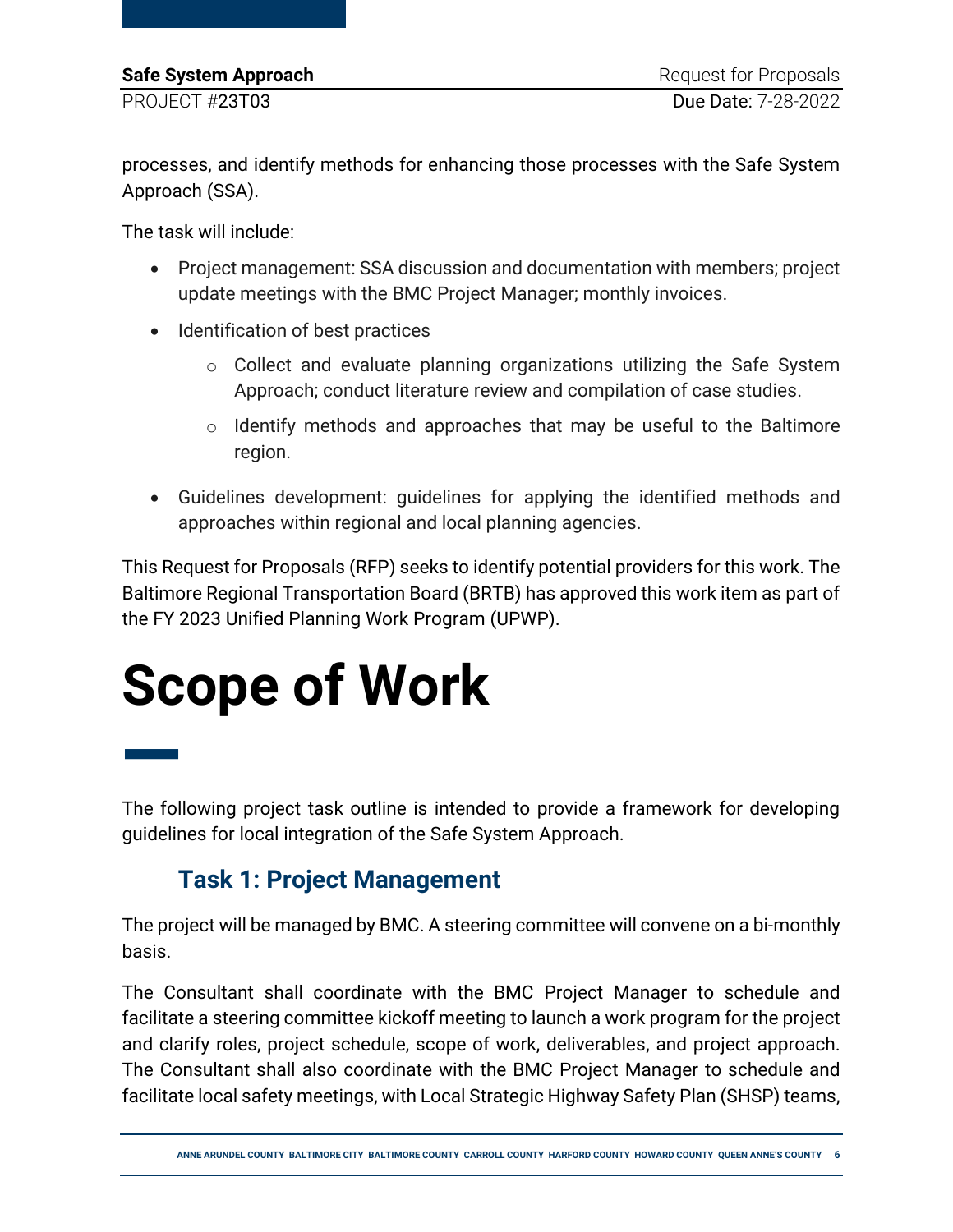processes, and identify methods for enhancing those processes with the Safe System Approach (SSA).

The task will include:

- Project management: SSA discussion and documentation with members; project update meetings with the BMC Project Manager; monthly invoices.
- Identification of best practices
  - Collect and evaluate planning organizations utilizing the Safe System Approach; conduct literature review and compilation of case studies.
  - Identify methods and approaches that may be useful to the Baltimore region.
- Guidelines development: guidelines for applying the identified methods and approaches within regional and local planning agencies.

This Request for Proposals (RFP) seeks to identify potential providers for this work. The Baltimore Regional Transportation Board (BRTB) has approved this work item as part of the FY 2023 Unified Planning Work Program (UPWP).

# Scope of Work

The following project task outline is intended to provide a framework for developing guidelines for local integration of the Safe System Approach.

## Task 1: Project Management

The project will be managed by BMC. A steering committee will convene on a bi-monthly basis.

The Consultant shall coordinate with the BMC Project Manager to schedule and facilitate a steering committee kickoff meeting to launch a work program for the project and clarify roles, project schedule, scope of work, deliverables, and project approach. The Consultant shall also coordinate with the BMC Project Manager to schedule and facilitate local safety meetings, with Local Strategic Highway Safety Plan (SHSP) teams,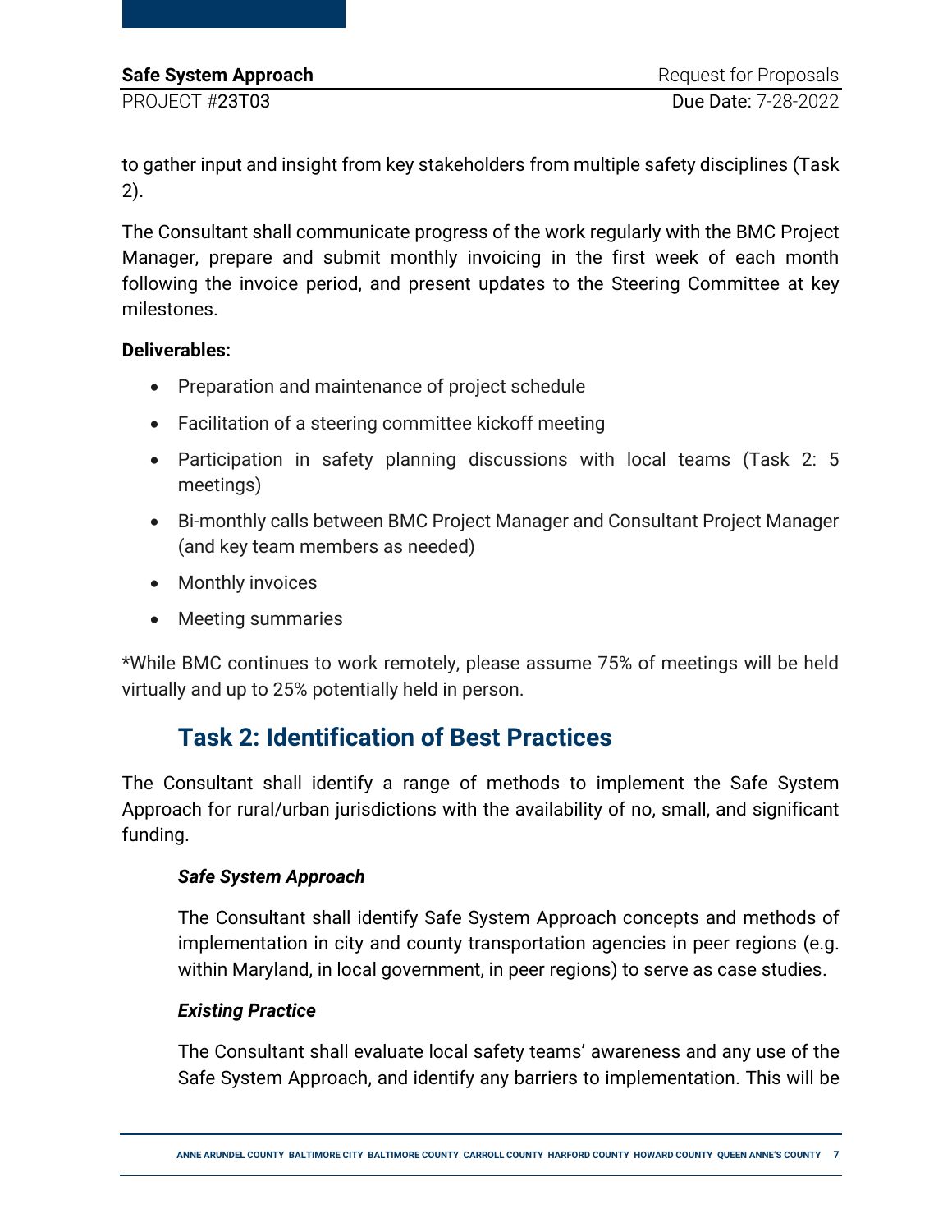to gather input and insight from key stakeholders from multiple safety disciplines (Task 2).

The Consultant shall communicate progress of the work regularly with the BMC Project Manager, prepare and submit monthly invoicing in the first week of each month following the invoice period, and present updates to the Steering Committee at key milestones.

**Deliverables:**

- Preparation and maintenance of project schedule
- Facilitation of a steering committee kickoff meeting
- Participation in safety planning discussions with local teams (Task 2: 5 meetings)
- Bi-monthly calls between BMC Project Manager and Consultant Project Manager (and key team members as needed)
- Monthly invoices
- Meeting summaries

*While BMC continues to work remotely, please assume 75% of meetings will be held virtually and up to 25% potentially held in person.

## Task 2: Identification of Best Practices

The Consultant shall identify a range of methods to implement the Safe System Approach for rural/urban jurisdictions with the availability of no, small, and significant funding.

***Safe System Approach***

The Consultant shall identify Safe System Approach concepts and methods of implementation in city and county transportation agencies in peer regions (e.g. within Maryland, in local government, in peer regions) to serve as case studies.

***Existing Practice***

The Consultant shall evaluate local safety teams' awareness and any use of the Safe System Approach, and identify any barriers to implementation. This will be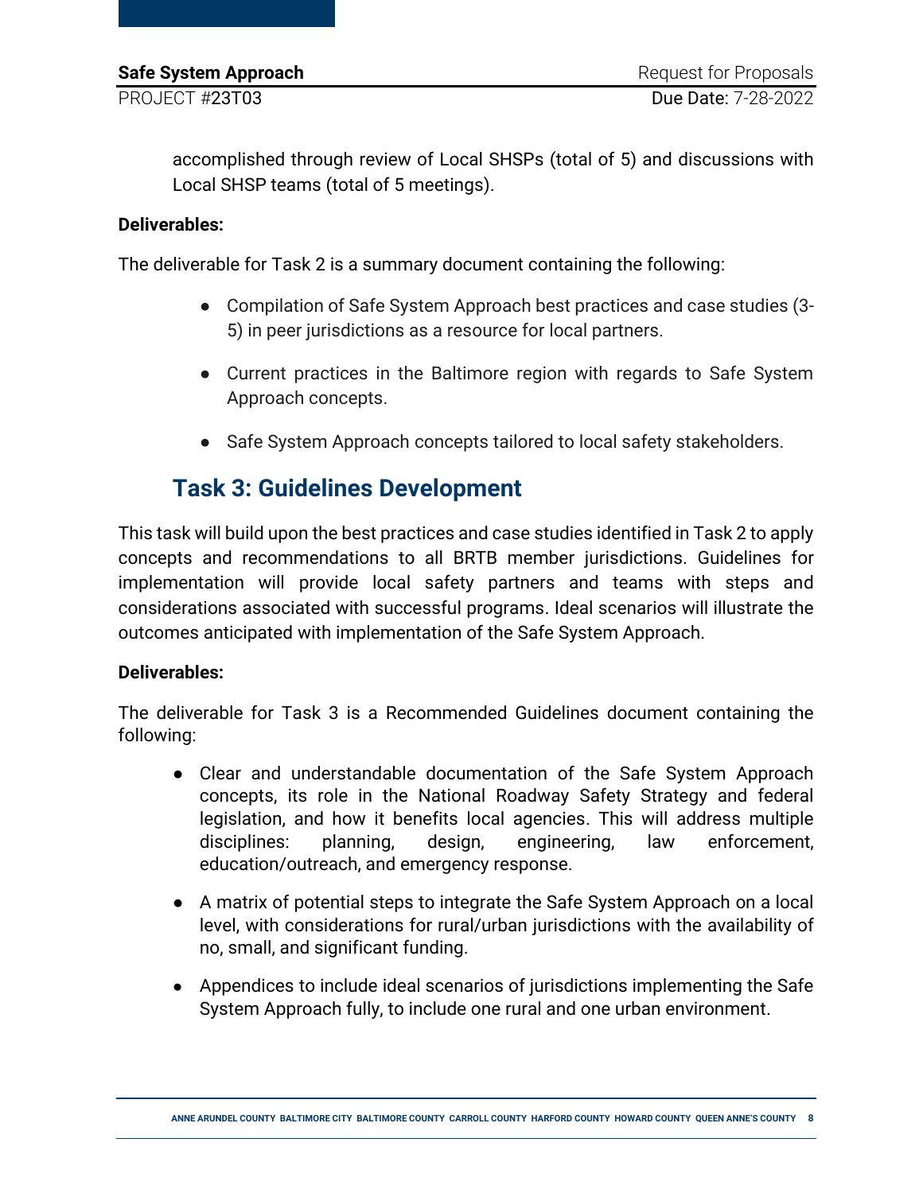accomplished through review of Local SHSPs (total of 5) and discussions with Local SHSP teams (total of 5 meetings).

**Deliverables:**

The deliverable for Task 2 is a summary document containing the following:

- Compilation of Safe System Approach best practices and case studies (3-5) in peer jurisdictions as a resource for local partners.
- Current practices in the Baltimore region with regards to Safe System Approach concepts.
- Safe System Approach concepts tailored to local safety stakeholders.

## Task 3: Guidelines Development

This task will build upon the best practices and case studies identified in Task 2 to apply concepts and recommendations to all BRTB member jurisdictions. Guidelines for implementation will provide local safety partners and teams with steps and considerations associated with successful programs. Ideal scenarios will illustrate the outcomes anticipated with implementation of the Safe System Approach.

**Deliverables:**

The deliverable for Task 3 is a Recommended Guidelines document containing the following:

- Clear and understandable documentation of the Safe System Approach concepts, its role in the National Roadway Safety Strategy and federal legislation, and how it benefits local agencies. This will address multiple disciplines: planning, design, engineering, law enforcement, education/outreach, and emergency response.
- A matrix of potential steps to integrate the Safe System Approach on a local level, with considerations for rural/urban jurisdictions with the availability of no, small, and significant funding.
- Appendices to include ideal scenarios of jurisdictions implementing the Safe System Approach fully, to include one rural and one urban environment.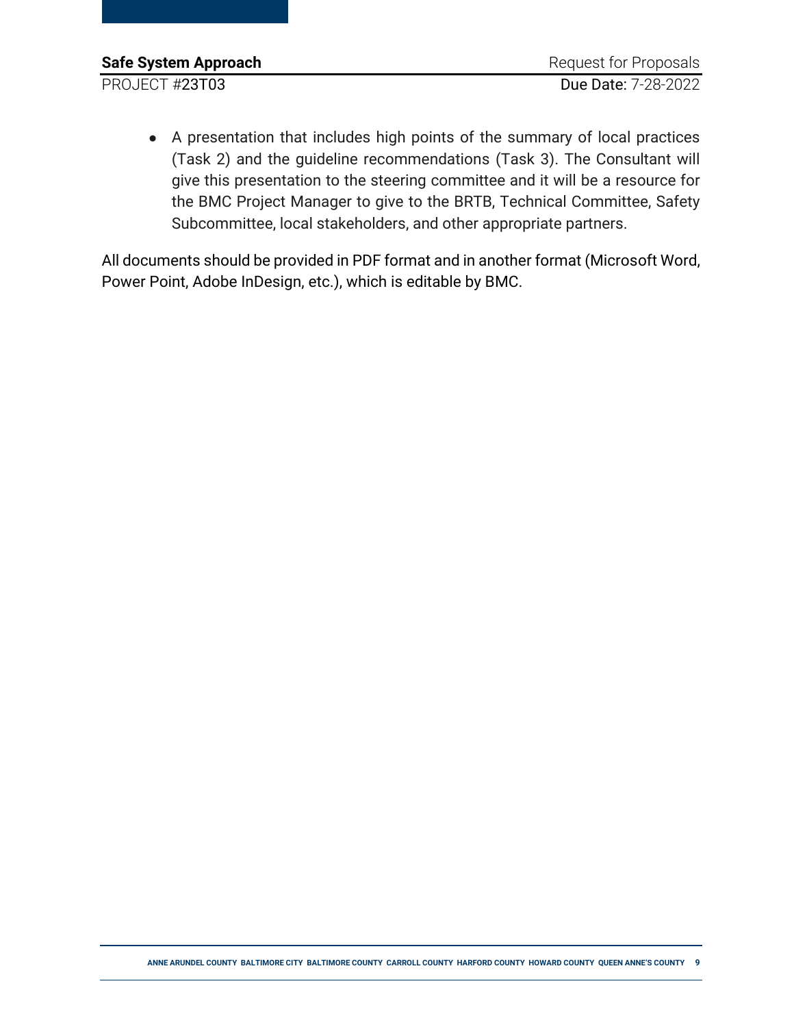- A presentation that includes high points of the summary of local practices (Task 2) and the guideline recommendations (Task 3). The Consultant will give this presentation to the steering committee and it will be a resource for the BMC Project Manager to give to the BRTB, Technical Committee, Safety Subcommittee, local stakeholders, and other appropriate partners.

All documents should be provided in PDF format and in another format (Microsoft Word, Power Point, Adobe InDesign, etc.), which is editable by BMC.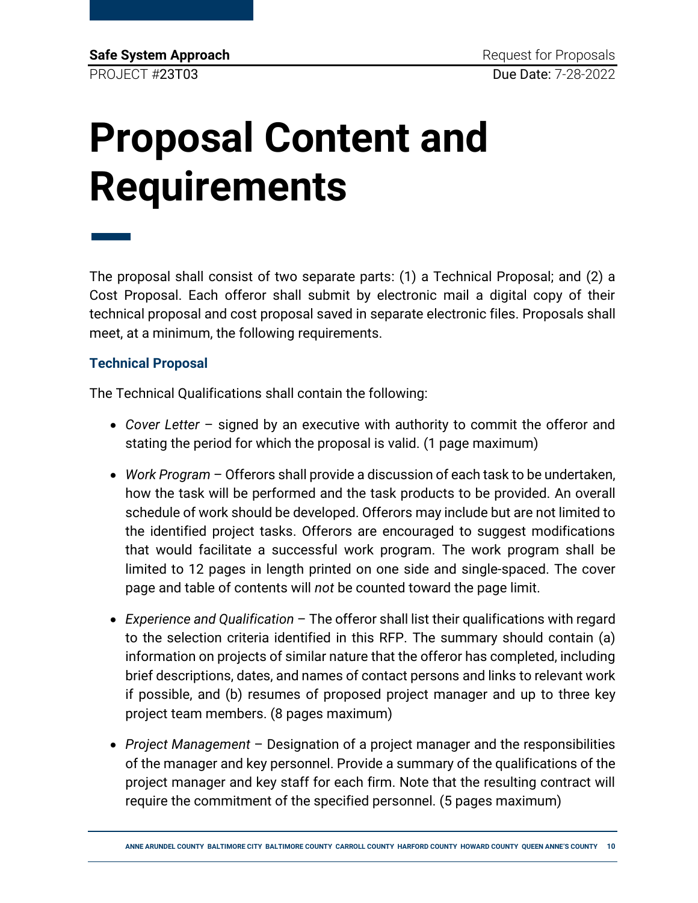# Proposal Content and Requirements

The proposal shall consist of two separate parts: (1) a Technical Proposal; and (2) a Cost Proposal. Each offeror shall submit by electronic mail a digital copy of their technical proposal and cost proposal saved in separate electronic files. Proposals shall meet, at a minimum, the following requirements.

### Technical Proposal

The Technical Qualifications shall contain the following:

- *Cover Letter* – signed by an executive with authority to commit the offeror and stating the period for which the proposal is valid. (1 page maximum)
- *Work Program* – Offerors shall provide a discussion of each task to be undertaken, how the task will be performed and the task products to be provided. An overall schedule of work should be developed. Offerors may include but are not limited to the identified project tasks. Offerors are encouraged to suggest modifications that would facilitate a successful work program. The work program shall be limited to 12 pages in length printed on one side and single-spaced. The cover page and table of contents will *not* be counted toward the page limit.
- *Experience and Qualification* – The offeror shall list their qualifications with regard to the selection criteria identified in this RFP. The summary should contain (a) information on projects of similar nature that the offeror has completed, including brief descriptions, dates, and names of contact persons and links to relevant work if possible, and (b) resumes of proposed project manager and up to three key project team members. (8 pages maximum)
- *Project Management* – Designation of a project manager and the responsibilities of the manager and key personnel. Provide a summary of the qualifications of the project manager and key staff for each firm. Note that the resulting contract will require the commitment of the specified personnel. (5 pages maximum)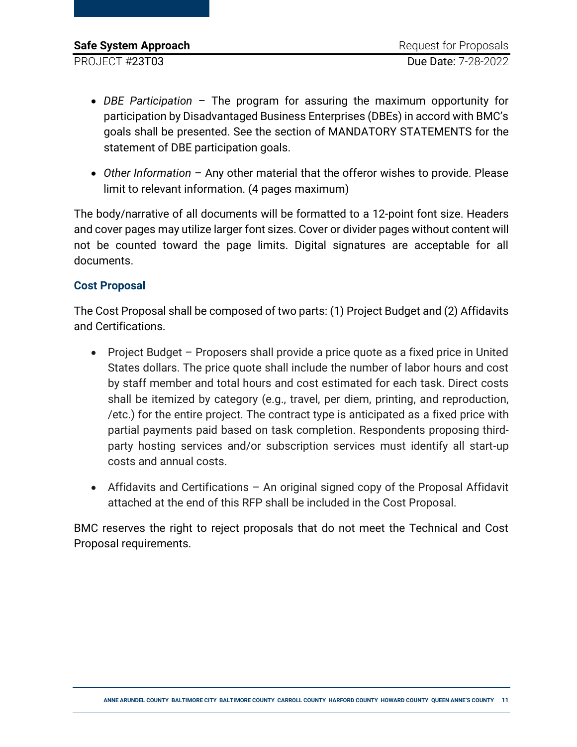- *DBE Participation* – The program for assuring the maximum opportunity for participation by Disadvantaged Business Enterprises (DBEs) in accord with BMC's goals shall be presented. See the section of MANDATORY STATEMENTS for the statement of DBE participation goals.

- *Other Information* – Any other material that the offeror wishes to provide. Please limit to relevant information. (4 pages maximum)

The body/narrative of all documents will be formatted to a 12-point font size. Headers and cover pages may utilize larger font sizes. Cover or divider pages without content will not be counted toward the page limits. Digital signatures are acceptable for all documents.

### Cost Proposal

The Cost Proposal shall be composed of two parts: (1) Project Budget and (2) Affidavits and Certifications.

- Project Budget – Proposers shall provide a price quote as a fixed price in United States dollars. The price quote shall include the number of labor hours and cost by staff member and total hours and cost estimated for each task. Direct costs shall be itemized by category (e.g., travel, per diem, printing, and reproduction, /etc.) for the entire project. The contract type is anticipated as a fixed price with partial payments paid based on task completion. Respondents proposing third-party hosting services and/or subscription services must identify all start-up costs and annual costs.

- Affidavits and Certifications – An original signed copy of the Proposal Affidavit attached at the end of this RFP shall be included in the Cost Proposal.

BMC reserves the right to reject proposals that do not meet the Technical and Cost Proposal requirements.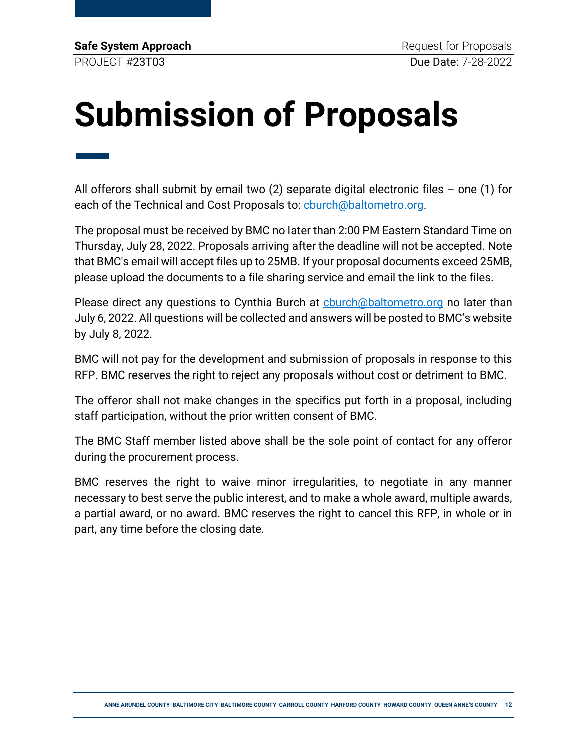# Submission of Proposals

All offerors shall submit by email two (2) separate digital electronic files – one (1) for each of the Technical and Cost Proposals to: cburch@baltometro.org.

The proposal must be received by BMC no later than 2:00 PM Eastern Standard Time on Thursday, July 28, 2022. Proposals arriving after the deadline will not be accepted. Note that BMC's email will accept files up to 25MB. If your proposal documents exceed 25MB, please upload the documents to a file sharing service and email the link to the files.

Please direct any questions to Cynthia Burch at cburch@baltometro.org no later than July 6, 2022. All questions will be collected and answers will be posted to BMC's website by July 8, 2022.

BMC will not pay for the development and submission of proposals in response to this RFP. BMC reserves the right to reject any proposals without cost or detriment to BMC.

The offeror shall not make changes in the specifics put forth in a proposal, including staff participation, without the prior written consent of BMC.

The BMC Staff member listed above shall be the sole point of contact for any offeror during the procurement process.

BMC reserves the right to waive minor irregularities, to negotiate in any manner necessary to best serve the public interest, and to make a whole award, multiple awards, a partial award, or no award. BMC reserves the right to cancel this RFP, in whole or in part, any time before the closing date.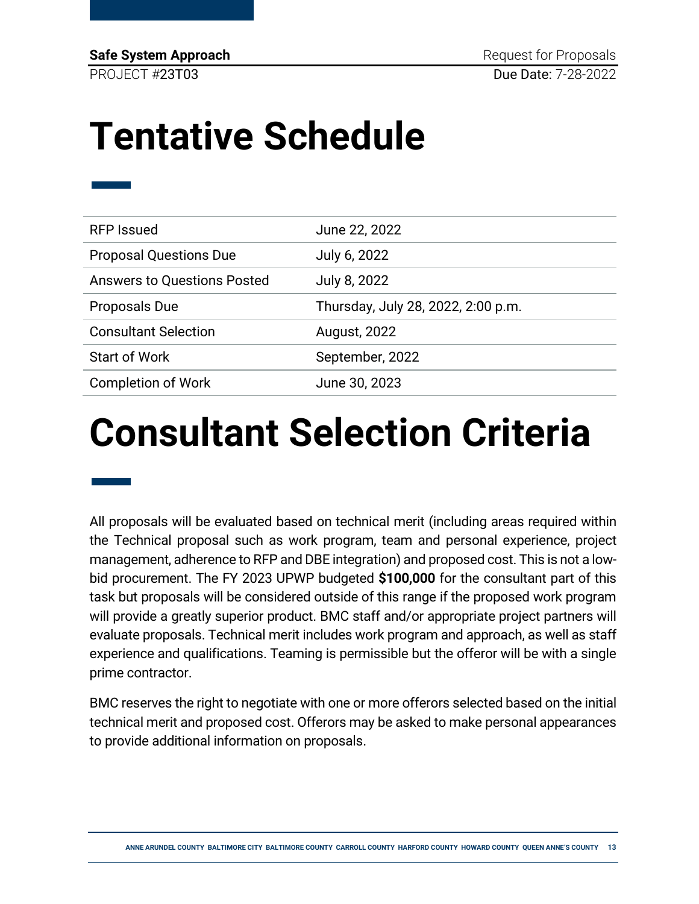# Tentative Schedule

| | |
|---|---|
| RFP Issued | June 22, 2022 |
| Proposal Questions Due | July 6, 2022 |
| Answers to Questions Posted | July 8, 2022 |
| Proposals Due | Thursday, July 28, 2022, 2:00 p.m. |
| Consultant Selection | August, 2022 |
| Start of Work | September, 2022 |
| Completion of Work | June 30, 2023 |

# Consultant Selection Criteria

All proposals will be evaluated based on technical merit (including areas required within the Technical proposal such as work program, team and personal experience, project management, adherence to RFP and DBE integration) and proposed cost. This is not a low-bid procurement. The FY 2023 UPWP budgeted **$100,000** for the consultant part of this task but proposals will be considered outside of this range if the proposed work program will provide a greatly superior product. BMC staff and/or appropriate project partners will evaluate proposals. Technical merit includes work program and approach, as well as staff experience and qualifications. Teaming is permissible but the offeror will be with a single prime contractor.

BMC reserves the right to negotiate with one or more offerors selected based on the initial technical merit and proposed cost. Offerors may be asked to make personal appearances to provide additional information on proposals.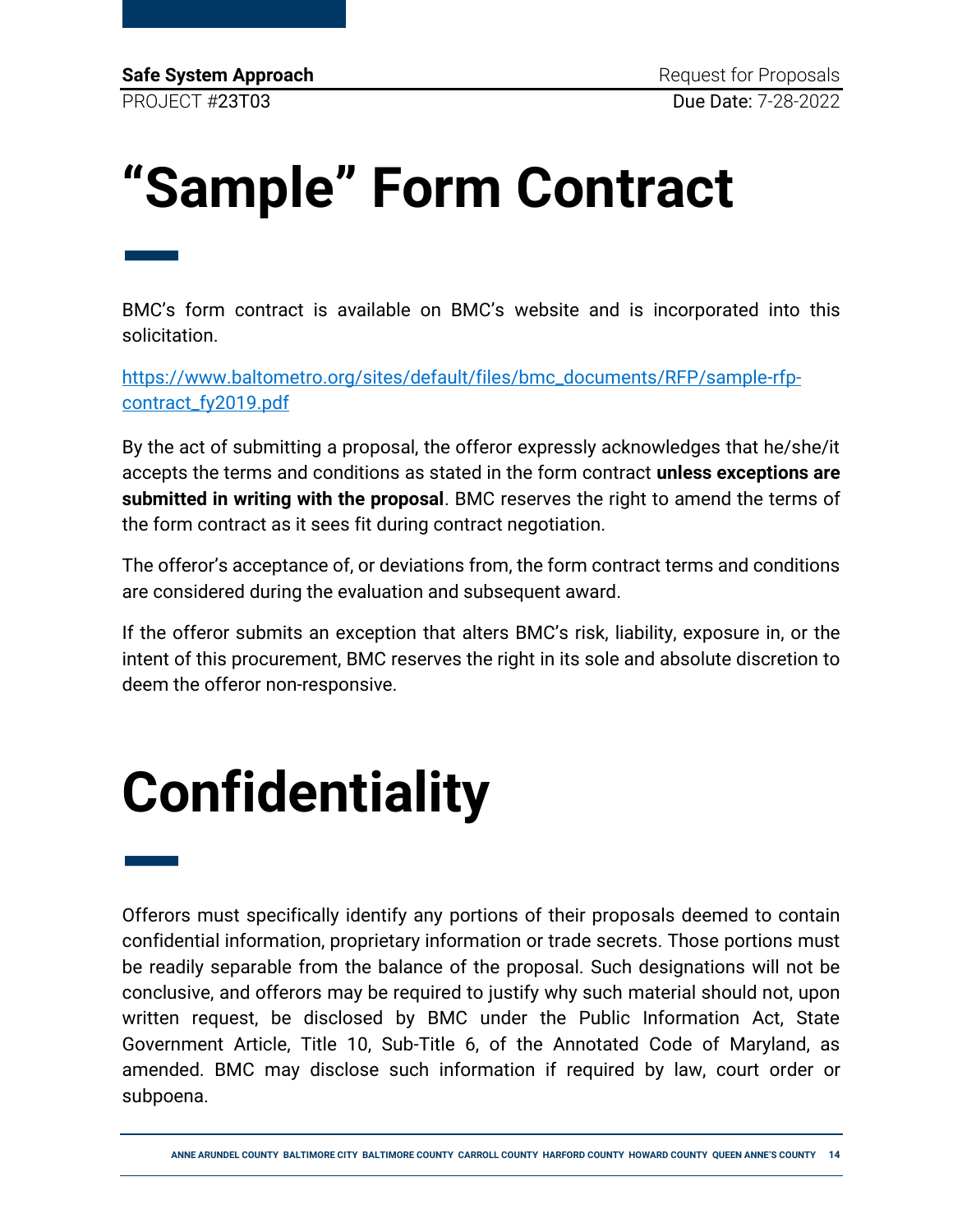# "Sample" Form Contract

BMC's form contract is available on BMC's website and is incorporated into this solicitation.

https://www.baltometro.org/sites/default/files/bmc_documents/RFP/sample-rfp-contract_fy2019.pdf

By the act of submitting a proposal, the offeror expressly acknowledges that he/she/it accepts the terms and conditions as stated in the form contract **unless exceptions are submitted in writing with the proposal**. BMC reserves the right to amend the terms of the form contract as it sees fit during contract negotiation.

The offeror's acceptance of, or deviations from, the form contract terms and conditions are considered during the evaluation and subsequent award.

If the offeror submits an exception that alters BMC's risk, liability, exposure in, or the intent of this procurement, BMC reserves the right in its sole and absolute discretion to deem the offeror non-responsive.

# Confidentiality

Offerors must specifically identify any portions of their proposals deemed to contain confidential information, proprietary information or trade secrets. Those portions must be readily separable from the balance of the proposal. Such designations will not be conclusive, and offerors may be required to justify why such material should not, upon written request, be disclosed by BMC under the Public Information Act, State Government Article, Title 10, Sub-Title 6, of the Annotated Code of Maryland, as amended. BMC may disclose such information if required by law, court order or subpoena.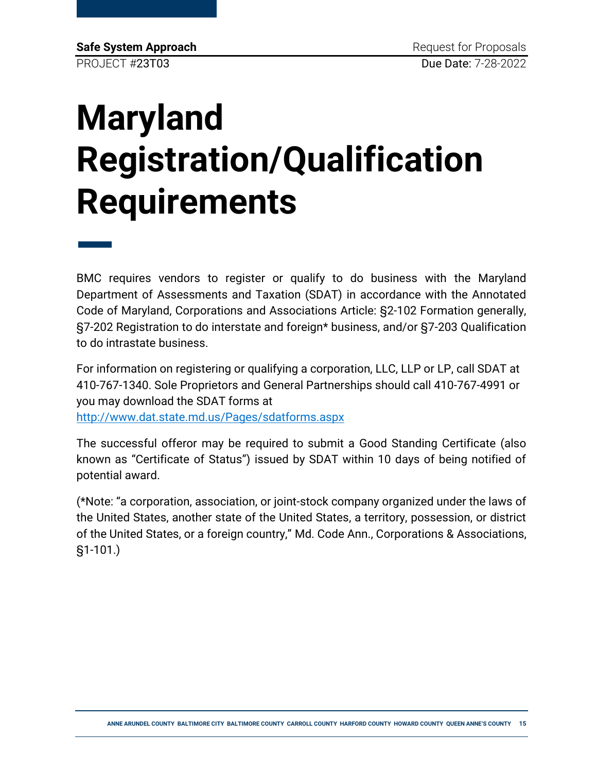# Maryland Registration/Qualification Requirements

BMC requires vendors to register or qualify to do business with the Maryland Department of Assessments and Taxation (SDAT) in accordance with the Annotated Code of Maryland, Corporations and Associations Article: §2-102 Formation generally, §7-202 Registration to do interstate and foreign* business, and/or §7-203 Qualification to do intrastate business.

For information on registering or qualifying a corporation, LLC, LLP or LP, call SDAT at 410-767-1340. Sole Proprietors and General Partnerships should call 410-767-4991 or you may download the SDAT forms at [http://www.dat.state.md.us/Pages/sdatforms.aspx](http://www.dat.state.md.us/Pages/sdatforms.aspx)

The successful offeror may be required to submit a Good Standing Certificate (also known as "Certificate of Status") issued by SDAT within 10 days of being notified of potential award.

(*Note: "a corporation, association, or joint-stock company organized under the laws of the United States, another state of the United States, a territory, possession, or district of the United States, or a foreign country," Md. Code Ann., Corporations & Associations, §1-101.)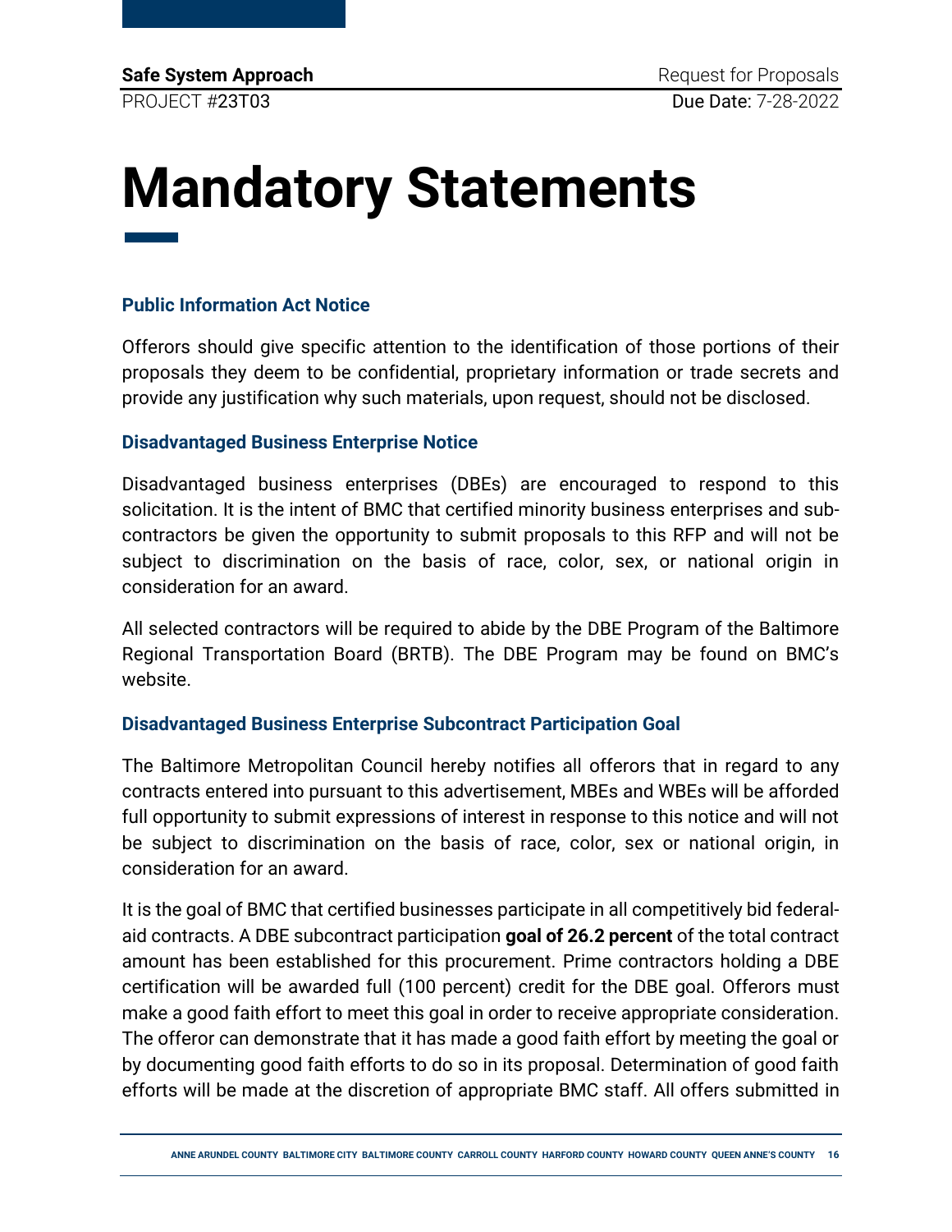# Mandatory Statements

### Public Information Act Notice

Offerors should give specific attention to the identification of those portions of their proposals they deem to be confidential, proprietary information or trade secrets and provide any justification why such materials, upon request, should not be disclosed.

### Disadvantaged Business Enterprise Notice

Disadvantaged business enterprises (DBEs) are encouraged to respond to this solicitation. It is the intent of BMC that certified minority business enterprises and sub-contractors be given the opportunity to submit proposals to this RFP and will not be subject to discrimination on the basis of race, color, sex, or national origin in consideration for an award.

All selected contractors will be required to abide by the DBE Program of the Baltimore Regional Transportation Board (BRTB). The DBE Program may be found on BMC's website.

### Disadvantaged Business Enterprise Subcontract Participation Goal

The Baltimore Metropolitan Council hereby notifies all offerors that in regard to any contracts entered into pursuant to this advertisement, MBEs and WBEs will be afforded full opportunity to submit expressions of interest in response to this notice and will not be subject to discrimination on the basis of race, color, sex or national origin, in consideration for an award.

It is the goal of BMC that certified businesses participate in all competitively bid federal-aid contracts. A DBE subcontract participation **goal of 26.2 percent** of the total contract amount has been established for this procurement. Prime contractors holding a DBE certification will be awarded full (100 percent) credit for the DBE goal. Offerors must make a good faith effort to meet this goal in order to receive appropriate consideration. The offeror can demonstrate that it has made a good faith effort by meeting the goal or by documenting good faith efforts to do so in its proposal. Determination of good faith efforts will be made at the discretion of appropriate BMC staff. All offers submitted in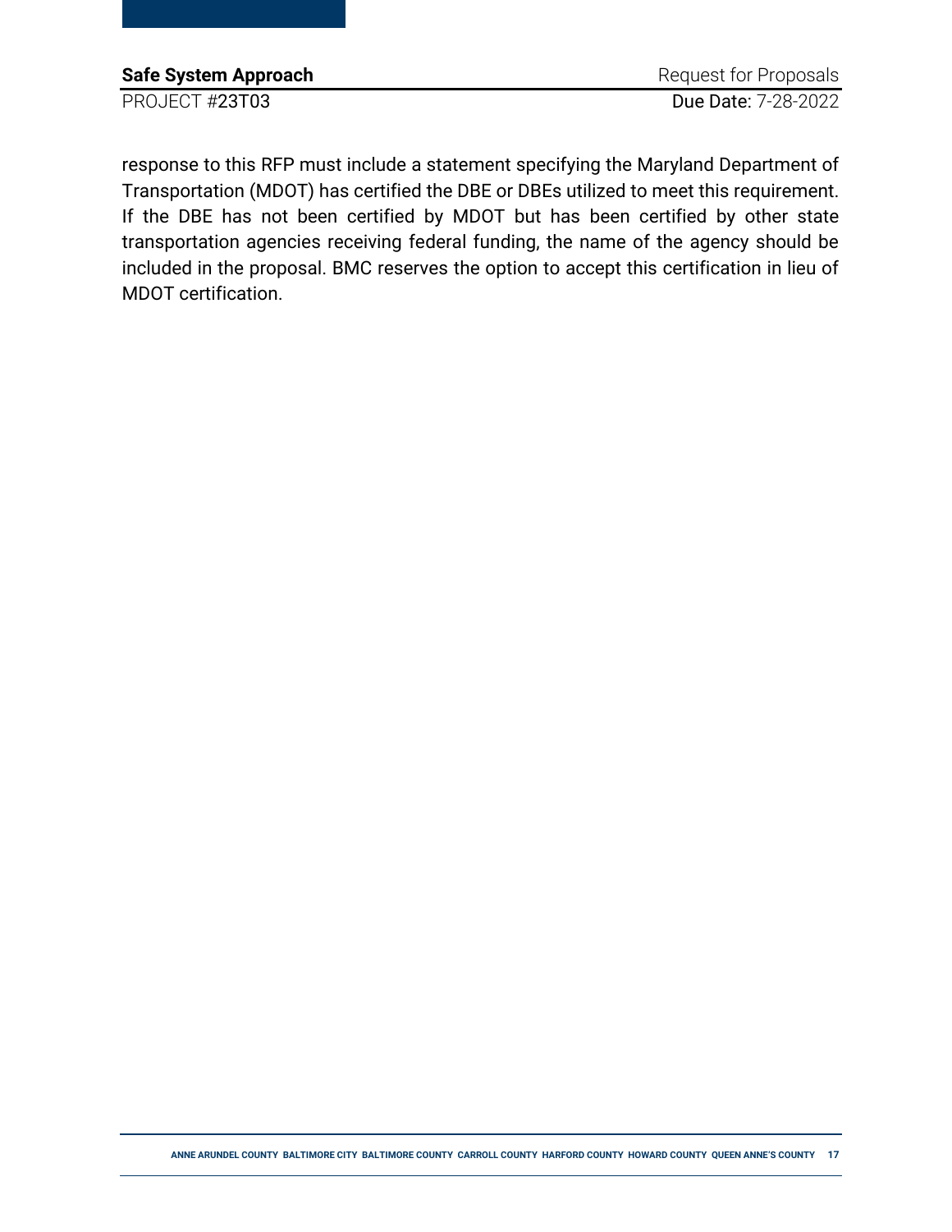response to this RFP must include a statement specifying the Maryland Department of Transportation (MDOT) has certified the DBE or DBEs utilized to meet this requirement. If the DBE has not been certified by MDOT but has been certified by other state transportation agencies receiving federal funding, the name of the agency should be included in the proposal. BMC reserves the option to accept this certification in lieu of MDOT certification.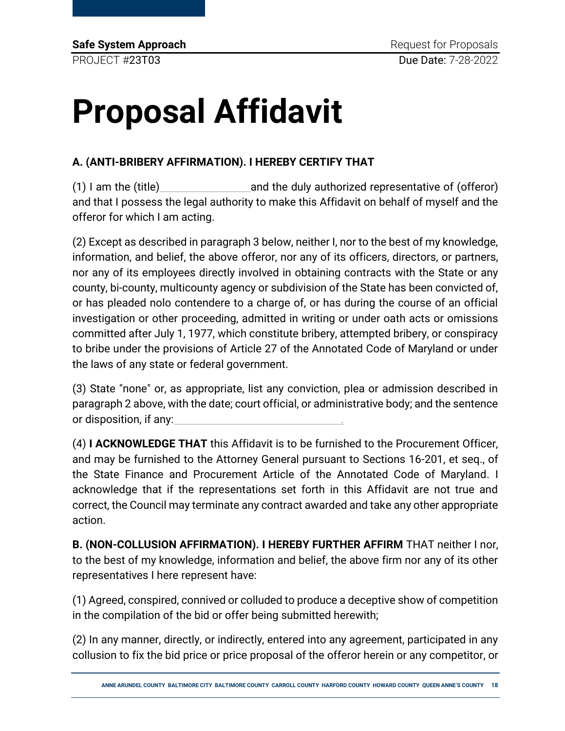# Proposal Affidavit

**A. (ANTI-BRIBERY AFFIRMATION). I HEREBY CERTIFY THAT**

(1) I am the (title)\_\_\_\_\_\_\_\_\_\_\_\_\_\_\_\_and the duly authorized representative of (offeror) and that I possess the legal authority to make this Affidavit on behalf of myself and the offeror for which I am acting.

(2) Except as described in paragraph 3 below, neither I, nor to the best of my knowledge, information, and belief, the above offeror, nor any of its officers, directors, or partners, nor any of its employees directly involved in obtaining contracts with the State or any county, bi-county, multicounty agency or subdivision of the State has been convicted of, or has pleaded nolo contendere to a charge of, or has during the course of an official investigation or other proceeding, admitted in writing or under oath acts or omissions committed after July 1, 1977, which constitute bribery, attempted bribery, or conspiracy to bribe under the provisions of Article 27 of the Annotated Code of Maryland or under the laws of any state or federal government.

(3) State "none" or, as appropriate, list any conviction, plea or admission described in paragraph 2 above, with the date; court official, or administrative body; and the sentence or disposition, if any:\_\_\_\_\_\_\_\_\_\_\_\_\_\_\_\_\_\_\_\_\_\_\_\_\_\_\_\_\_\_.

(4) **I ACKNOWLEDGE THAT** this Affidavit is to be furnished to the Procurement Officer, and may be furnished to the Attorney General pursuant to Sections 16-201, et seq., of the State Finance and Procurement Article of the Annotated Code of Maryland. I acknowledge that if the representations set forth in this Affidavit are not true and correct, the Council may terminate any contract awarded and take any other appropriate action.

**B. (NON-COLLUSION AFFIRMATION). I HEREBY FURTHER AFFIRM** THAT neither I nor, to the best of my knowledge, information and belief, the above firm nor any of its other representatives I here represent have:

(1) Agreed, conspired, connived or colluded to produce a deceptive show of competition in the compilation of the bid or offer being submitted herewith;

(2) In any manner, directly, or indirectly, entered into any agreement, participated in any collusion to fix the bid price or price proposal of the offeror herein or any competitor, or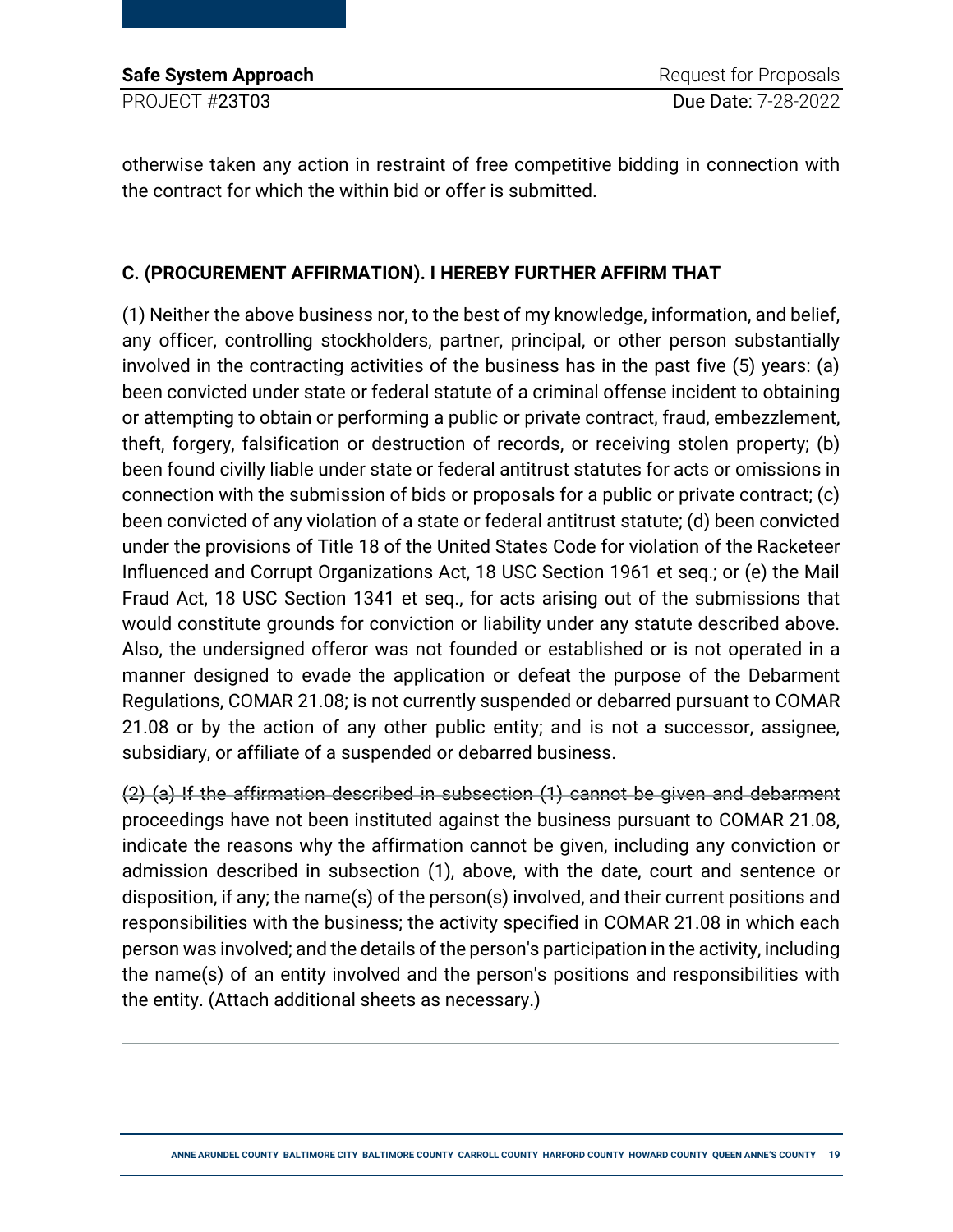otherwise taken any action in restraint of free competitive bidding in connection with the contract for which the within bid or offer is submitted.

### C. (PROCUREMENT AFFIRMATION). I HEREBY FURTHER AFFIRM THAT

(1) Neither the above business nor, to the best of my knowledge, information, and belief, any officer, controlling stockholders, partner, principal, or other person substantially involved in the contracting activities of the business has in the past five (5) years: (a) been convicted under state or federal statute of a criminal offense incident to obtaining or attempting to obtain or performing a public or private contract, fraud, embezzlement, theft, forgery, falsification or destruction of records, or receiving stolen property; (b) been found civilly liable under state or federal antitrust statutes for acts or omissions in connection with the submission of bids or proposals for a public or private contract; (c) been convicted of any violation of a state or federal antitrust statute; (d) been convicted under the provisions of Title 18 of the United States Code for violation of the Racketeer Influenced and Corrupt Organizations Act, 18 USC Section 1961 et seq.; or (e) the Mail Fraud Act, 18 USC Section 1341 et seq., for acts arising out of the submissions that would constitute grounds for conviction or liability under any statute described above. Also, the undersigned offeror was not founded or established or is not operated in a manner designed to evade the application or defeat the purpose of the Debarment Regulations, COMAR 21.08; is not currently suspended or debarred pursuant to COMAR 21.08 or by the action of any other public entity; and is not a successor, assignee, subsidiary, or affiliate of a suspended or debarred business.

~~(2) (a) If the affirmation described in subsection (1) cannot be given and debarment~~ proceedings have not been instituted against the business pursuant to COMAR 21.08, indicate the reasons why the affirmation cannot be given, including any conviction or admission described in subsection (1), above, with the date, court and sentence or disposition, if any; the name(s) of the person(s) involved, and their current positions and responsibilities with the business; the activity specified in COMAR 21.08 in which each person was involved; and the details of the person's participation in the activity, including the name(s) of an entity involved and the person's positions and responsibilities with the entity. (Attach additional sheets as necessary.)

---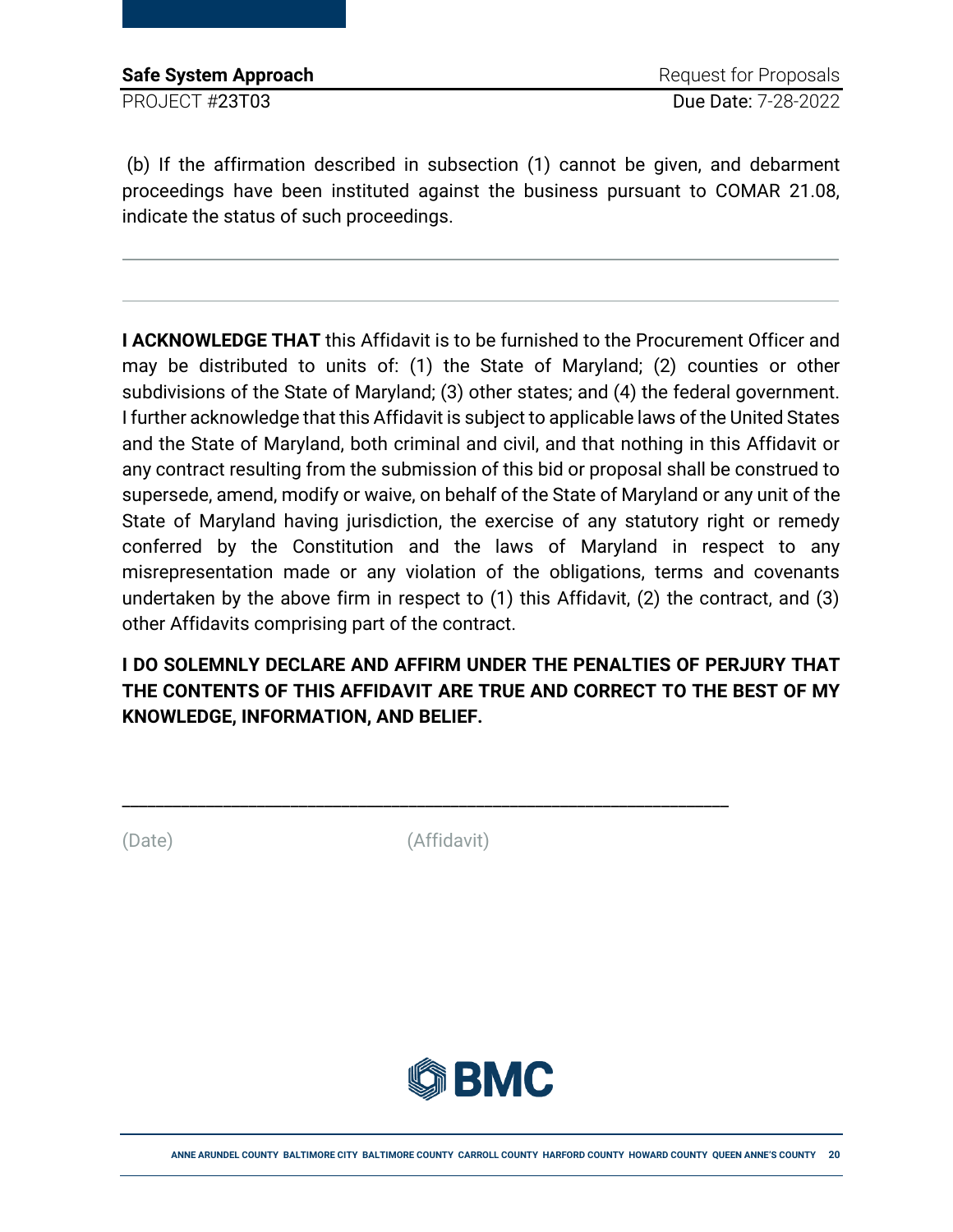(b) If the affirmation described in subsection (1) cannot be given, and debarment proceedings have been instituted against the business pursuant to COMAR 21.08, indicate the status of such proceedings.

---

---

**I ACKNOWLEDGE THAT** this Affidavit is to be furnished to the Procurement Officer and may be distributed to units of: (1) the State of Maryland; (2) counties or other subdivisions of the State of Maryland; (3) other states; and (4) the federal government. I further acknowledge that this Affidavit is subject to applicable laws of the United States and the State of Maryland, both criminal and civil, and that nothing in this Affidavit or any contract resulting from the submission of this bid or proposal shall be construed to supersede, amend, modify or waive, on behalf of the State of Maryland or any unit of the State of Maryland having jurisdiction, the exercise of any statutory right or remedy conferred by the Constitution and the laws of Maryland in respect to any misrepresentation made or any violation of the obligations, terms and covenants undertaken by the above firm in respect to (1) this Affidavit, (2) the contract, and (3) other Affidavits comprising part of the contract.

**I DO SOLEMNLY DECLARE AND AFFIRM UNDER THE PENALTIES OF PERJURY THAT THE CONTENTS OF THIS AFFIDAVIT ARE TRUE AND CORRECT TO THE BEST OF MY KNOWLEDGE, INFORMATION, AND BELIEF.**

\_\_\_\_\_\_\_\_\_\_\_\_\_\_\_\_\_\_\_\_\_\_\_\_\_\_\_\_\_\_\_\_\_\_\_\_\_\_\_\_\_\_\_\_\_\_\_\_\_\_\_\_\_\_\_\_\_\_\_\_

(Date) (Affidavit)